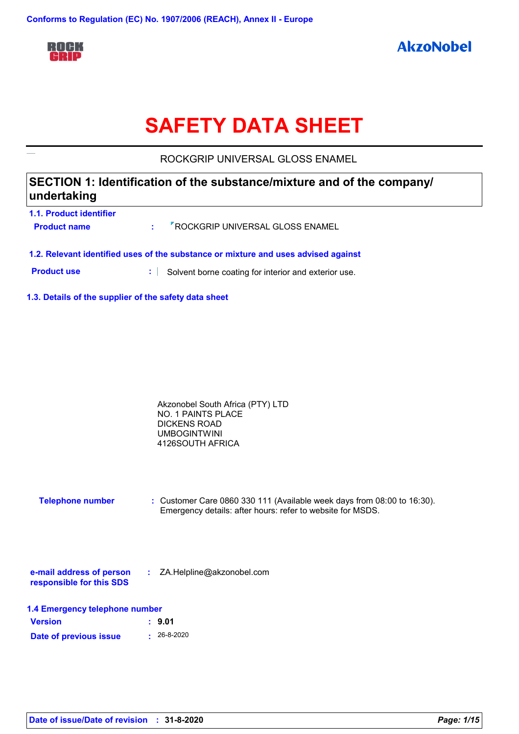Conforms to Regulation (EC) No. 1907/2006 (REACH), Annex II - Europe

ROCK GRIP

AkzoNobel

# SAFETY DATA SHEET

ROCKGRIP UNIVERSAL GLOSS ENAMEL

## SECTION 1: Identification of the substance/mixture and of the company/ undertaking

### 1.1. Product identifier

**Product name** : ROCKGRIP UNIVERSAL GLOSS ENAMEL

### 1.2. Relevant identified uses of the substance or mixture and uses advised against

**Product use** : Solvent borne coating for interior and exterior use.

### 1.3. Details of the supplier of the safety data sheet

Akzonobel South Africa (PTY) LTD
NO. 1 PAINTS PLACE
DICKENS ROAD
UMBOGINTWINI
4126SOUTH AFRICA

**Telephone number** : Customer Care 0860 330 111 (Available week days from 08:00 to 16:30). Emergency details: after hours: refer to website for MSDS.

**e-mail address of person responsible for this SDS** : ZA.Helpline@akzonobel.com

### 1.4 Emergency telephone number

**Version** : **9.01**

**Date of previous issue** : 26-8-2020

**Date of issue/Date of revision** : **31-8-2020**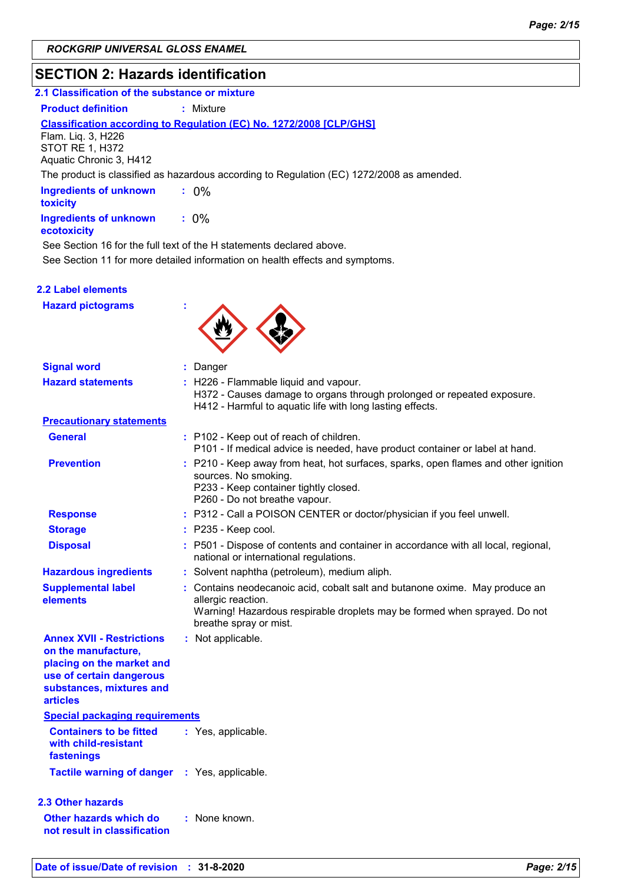## SECTION 2: Hazards identification

### 2.1 Classification of the substance or mixture

**Product definition** : Mixture

**Classification according to Regulation (EC) No. 1272/2008 [CLP/GHS]**

Flam. Liq. 3, H226
STOT RE 1, H372
Aquatic Chronic 3, H412

The product is classified as hazardous according to Regulation (EC) 1272/2008 as amended.

**Ingredients of unknown toxicity** : 0%

**Ingredients of unknown ecotoxicity** : 0%

See Section 16 for the full text of the H statements declared above.

See Section 11 for more detailed information on health effects and symptoms.

### 2.2 Label elements

**Hazard pictograms** :

**Signal word** : Danger

**Hazard statements** : H226 - Flammable liquid and vapour.
H372 - Causes damage to organs through prolonged or repeated exposure.
H412 - Harmful to aquatic life with long lasting effects.

**Precautionary statements**

**General** : P102 - Keep out of reach of children.
P101 - If medical advice is needed, have product container or label at hand.

**Prevention** : P210 - Keep away from heat, hot surfaces, sparks, open flames and other ignition sources. No smoking.
P233 - Keep container tightly closed.
P260 - Do not breathe vapour.

**Response** : P312 - Call a POISON CENTER or doctor/physician if you feel unwell.

**Storage** : P235 - Keep cool.

**Disposal** : P501 - Dispose of contents and container in accordance with all local, regional, national or international regulations.

**Hazardous ingredients** : Solvent naphtha (petroleum), medium aliph.

**Supplemental label elements** : Contains neodecanoic acid, cobalt salt and butanone oxime. May produce an allergic reaction.
Warning! Hazardous respirable droplets may be formed when sprayed. Do not breathe spray or mist.

**Annex XVII - Restrictions on the manufacture, placing on the market and use of certain dangerous substances, mixtures and articles** : Not applicable.

**Special packaging requirements**

**Containers to be fitted with child-resistant fastenings** : Yes, applicable.

**Tactile warning of danger** : Yes, applicable.

### 2.3 Other hazards

**Other hazards which do not result in classification** : None known.

**Date of issue/Date of revision** : 31-8-2020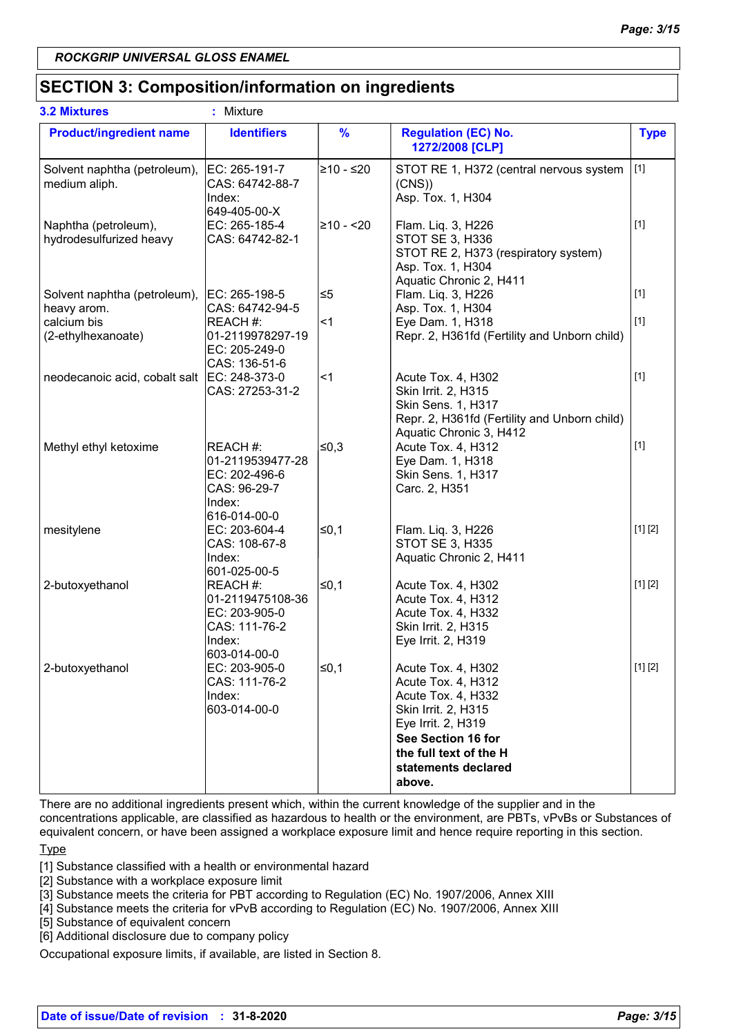## SECTION 3: Composition/information on ingredients

**3.2 Mixtures** : Mixture

| Product/ingredient name | Identifiers | % | Regulation (EC) No. 1272/2008 [CLP] | Type |
|---|---|---|---|---|
| Solvent naphtha (petroleum), medium aliph. | EC: 265-191-7<br>CAS: 64742-88-7<br>Index: 649-405-00-X | ≥10 - ≤20 | STOT RE 1, H372 (central nervous system (CNS))<br>Asp. Tox. 1, H304 | [1] |
| Naphtha (petroleum), hydrodesulfurized heavy | EC: 265-185-4<br>CAS: 64742-82-1 | ≥10 - <20 | Flam. Liq. 3, H226<br>STOT SE 3, H336<br>STOT RE 2, H373 (respiratory system)<br>Asp. Tox. 1, H304<br>Aquatic Chronic 2, H411 | [1] |
| Solvent naphtha (petroleum), heavy arom. | EC: 265-198-5<br>CAS: 64742-94-5 | ≤5 | Flam. Liq. 3, H226<br>Asp. Tox. 1, H304 | [1] |
| calcium bis (2-ethylhexanoate) | REACH #: 01-2119978297-19<br>EC: 205-249-0<br>CAS: 136-51-6 | <1 | Eye Dam. 1, H318<br>Repr. 2, H361fd (Fertility and Unborn child) | [1] |
| neodecanoic acid, cobalt salt | EC: 248-373-0<br>CAS: 27253-31-2 | <1 | Acute Tox. 4, H302<br>Skin Irrit. 2, H315<br>Skin Sens. 1, H317<br>Repr. 2, H361fd (Fertility and Unborn child)<br>Aquatic Chronic 3, H412 | [1] |
| Methyl ethyl ketoxime | REACH #: 01-2119539477-28<br>EC: 202-496-6<br>CAS: 96-29-7<br>Index: 616-014-00-0 | ≤0,3 | Acute Tox. 4, H312<br>Eye Dam. 1, H318<br>Skin Sens. 1, H317<br>Carc. 2, H351 | [1] |
| mesitylene | EC: 203-604-4<br>CAS: 108-67-8<br>Index: 601-025-00-5 | ≤0,1 | Flam. Liq. 3, H226<br>STOT SE 3, H335<br>Aquatic Chronic 2, H411 | [1] [2] |
| 2-butoxyethanol | REACH #: 01-2119475108-36<br>EC: 203-905-0<br>CAS: 111-76-2<br>Index: 603-014-00-0 | ≤0,1 | Acute Tox. 4, H302<br>Acute Tox. 4, H312<br>Acute Tox. 4, H332<br>Skin Irrit. 2, H315<br>Eye Irrit. 2, H319 | [1] [2] |
| 2-butoxyethanol | EC: 203-905-0<br>CAS: 111-76-2<br>Index: 603-014-00-0 | ≤0,1 | Acute Tox. 4, H302<br>Acute Tox. 4, H312<br>Acute Tox. 4, H332<br>Skin Irrit. 2, H315<br>Eye Irrit. 2, H319<br>**See Section 16 for the full text of the H statements declared above.** | [1] [2] |

There are no additional ingredients present which, within the current knowledge of the supplier and in the concentrations applicable, are classified as hazardous to health or the environment, are PBTs, vPvBs or Substances of equivalent concern, or have been assigned a workplace exposure limit and hence require reporting in this section.

Type

[1] Substance classified with a health or environmental hazard
[2] Substance with a workplace exposure limit
[3] Substance meets the criteria for PBT according to Regulation (EC) No. 1907/2006, Annex XIII
[4] Substance meets the criteria for vPvB according to Regulation (EC) No. 1907/2006, Annex XIII
[5] Substance of equivalent concern
[6] Additional disclosure due to company policy

Occupational exposure limits, if available, are listed in Section 8.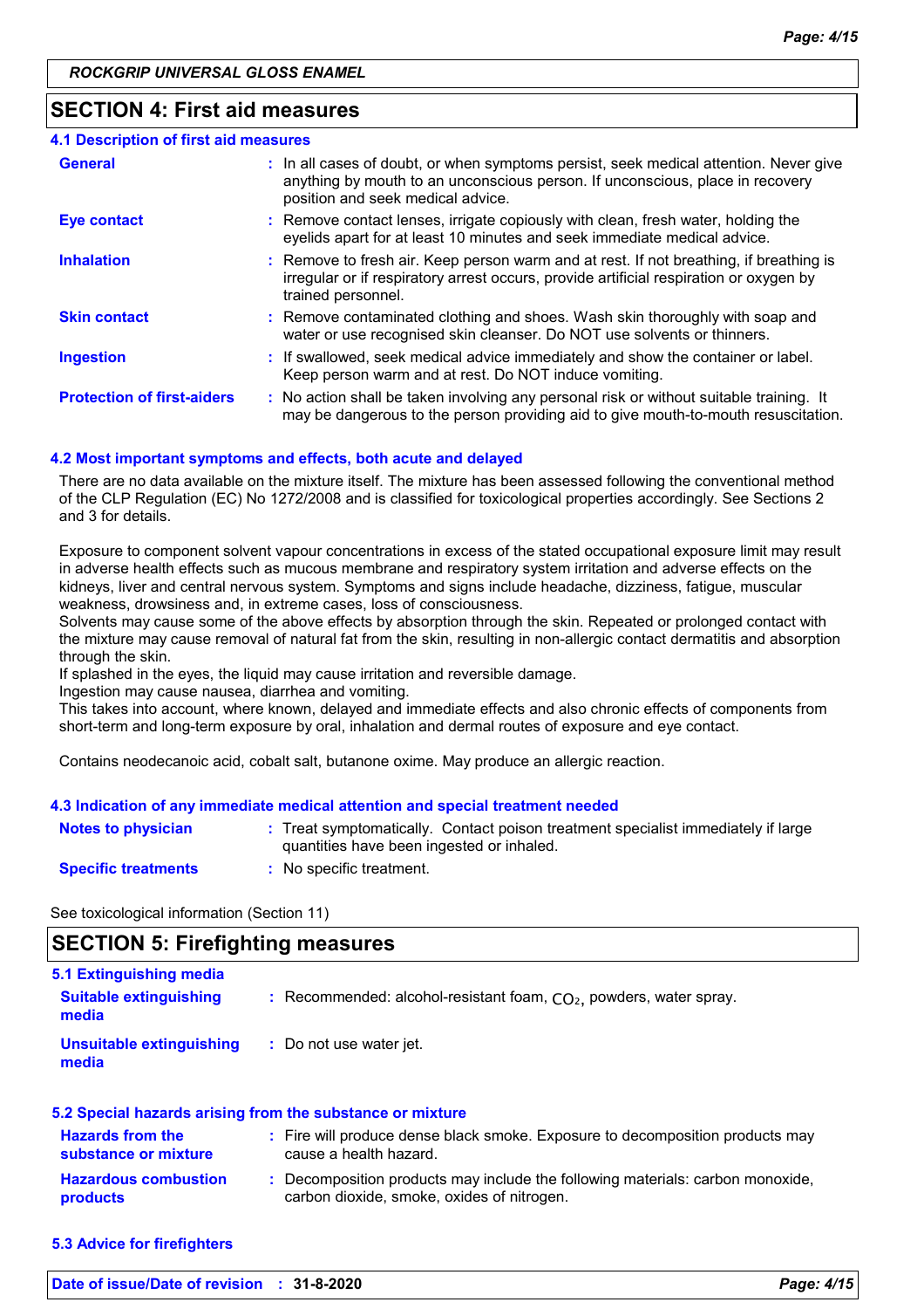ROCKGRIP UNIVERSAL GLOSS ENAMEL

## SECTION 4: First aid measures

### 4.1 Description of first aid measures

| | |
|---|---|
| **General** | In all cases of doubt, or when symptoms persist, seek medical attention. Never give anything by mouth to an unconscious person. If unconscious, place in recovery position and seek medical advice. |
| **Eye contact** | Remove contact lenses, irrigate copiously with clean, fresh water, holding the eyelids apart for at least 10 minutes and seek immediate medical advice. |
| **Inhalation** | Remove to fresh air. Keep person warm and at rest. If not breathing, if breathing is irregular or if respiratory arrest occurs, provide artificial respiration or oxygen by trained personnel. |
| **Skin contact** | Remove contaminated clothing and shoes. Wash skin thoroughly with soap and water or use recognised skin cleanser. Do NOT use solvents or thinners. |
| **Ingestion** | If swallowed, seek medical advice immediately and show the container or label. Keep person warm and at rest. Do NOT induce vomiting. |
| **Protection of first-aiders** | No action shall be taken involving any personal risk or without suitable training. It may be dangerous to the person providing aid to give mouth-to-mouth resuscitation. |

### 4.2 Most important symptoms and effects, both acute and delayed

There are no data available on the mixture itself. The mixture has been assessed following the conventional method of the CLP Regulation (EC) No 1272/2008 and is classified for toxicological properties accordingly. See Sections 2 and 3 for details.

Exposure to component solvent vapour concentrations in excess of the stated occupational exposure limit may result in adverse health effects such as mucous membrane and respiratory system irritation and adverse effects on the kidneys, liver and central nervous system. Symptoms and signs include headache, dizziness, fatigue, muscular weakness, drowsiness and, in extreme cases, loss of consciousness.
Solvents may cause some of the above effects by absorption through the skin. Repeated or prolonged contact with the mixture may cause removal of natural fat from the skin, resulting in non-allergic contact dermatitis and absorption through the skin.
If splashed in the eyes, the liquid may cause irritation and reversible damage.
Ingestion may cause nausea, diarrhea and vomiting.
This takes into account, where known, delayed and immediate effects and also chronic effects of components from short-term and long-term exposure by oral, inhalation and dermal routes of exposure and eye contact.

Contains neodecanoic acid, cobalt salt, butanone oxime. May produce an allergic reaction.

### 4.3 Indication of any immediate medical attention and special treatment needed

| | |
|---|---|
| **Notes to physician** | Treat symptomatically. Contact poison treatment specialist immediately if large quantities have been ingested or inhaled. |
| **Specific treatments** | No specific treatment. |

See toxicological information (Section 11)

## SECTION 5: Firefighting measures

### 5.1 Extinguishing media

| | |
|---|---|
| **Suitable extinguishing media** | Recommended: alcohol-resistant foam, $CO_2$, powders, water spray. |
| **Unsuitable extinguishing media** | Do not use water jet. |

### 5.2 Special hazards arising from the substance or mixture

| | |
|---|---|
| **Hazards from the substance or mixture** | Fire will produce dense black smoke. Exposure to decomposition products may cause a health hazard. |
| **Hazardous combustion products** | Decomposition products may include the following materials: carbon monoxide, carbon dioxide, smoke, oxides of nitrogen. |

### 5.3 Advice for firefighters

Date of issue/Date of revision : 31-8-2020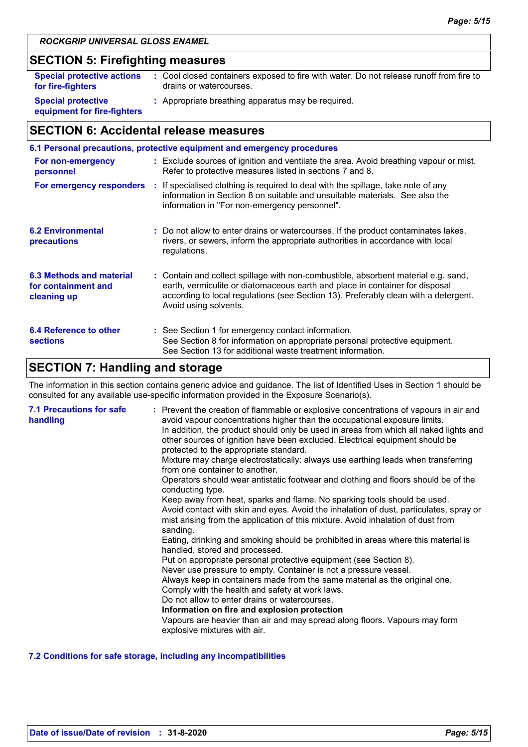## SECTION 5: Firefighting measures

| | |
|---|---|
| **Special protective actions for fire-fighters** | : Cool closed containers exposed to fire with water. Do not release runoff from fire to drains or watercourses. |
| **Special protective equipment for fire-fighters** | : Appropriate breathing apparatus may be required. |

## SECTION 6: Accidental release measures

### 6.1 Personal precautions, protective equipment and emergency procedures

| | |
|---|---|
| **For non-emergency personnel** | : Exclude sources of ignition and ventilate the area. Avoid breathing vapour or mist. Refer to protective measures listed in sections 7 and 8. |
| **For emergency responders** | : If specialised clothing is required to deal with the spillage, take note of any information in Section 8 on suitable and unsuitable materials. See also the information in "For non-emergency personnel". |

| | |
|---|---|
| **6.2 Environmental precautions** | : Do not allow to enter drains or watercourses. If the product contaminates lakes, rivers, or sewers, inform the appropriate authorities in accordance with local regulations. |
| **6.3 Methods and material for containment and cleaning up** | : Contain and collect spillage with non-combustible, absorbent material e.g. sand, earth, vermiculite or diatomaceous earth and place in container for disposal according to local regulations (see Section 13). Preferably clean with a detergent. Avoid using solvents. |
| **6.4 Reference to other sections** | : See Section 1 for emergency contact information.<br>See Section 8 for information on appropriate personal protective equipment.<br>See Section 13 for additional waste treatment information. |

## SECTION 7: Handling and storage

The information in this section contains generic advice and guidance. The list of Identified Uses in Section 1 should be consulted for any available use-specific information provided in the Exposure Scenario(s).

**7.1 Precautions for safe handling**

: Prevent the creation of flammable or explosive concentrations of vapours in air and avoid vapour concentrations higher than the occupational exposure limits.
In addition, the product should only be used in areas from which all naked lights and other sources of ignition have been excluded. Electrical equipment should be protected to the appropriate standard.
Mixture may charge electrostatically: always use earthing leads when transferring from one container to another.
Operators should wear antistatic footwear and clothing and floors should be of the conducting type.
Keep away from heat, sparks and flame. No sparking tools should be used.
Avoid contact with skin and eyes. Avoid the inhalation of dust, particulates, spray or mist arising from the application of this mixture. Avoid inhalation of dust from sanding.
Eating, drinking and smoking should be prohibited in areas where this material is handled, stored and processed.
Put on appropriate personal protective equipment (see Section 8).
Never use pressure to empty. Container is not a pressure vessel.
Always keep in containers made from the same material as the original one.
Comply with the health and safety at work laws.
Do not allow to enter drains or watercourses.

**Information on fire and explosion protection**

Vapours are heavier than air and may spread along floors. Vapours may form explosive mixtures with air.

### 7.2 Conditions for safe storage, including any incompatibilities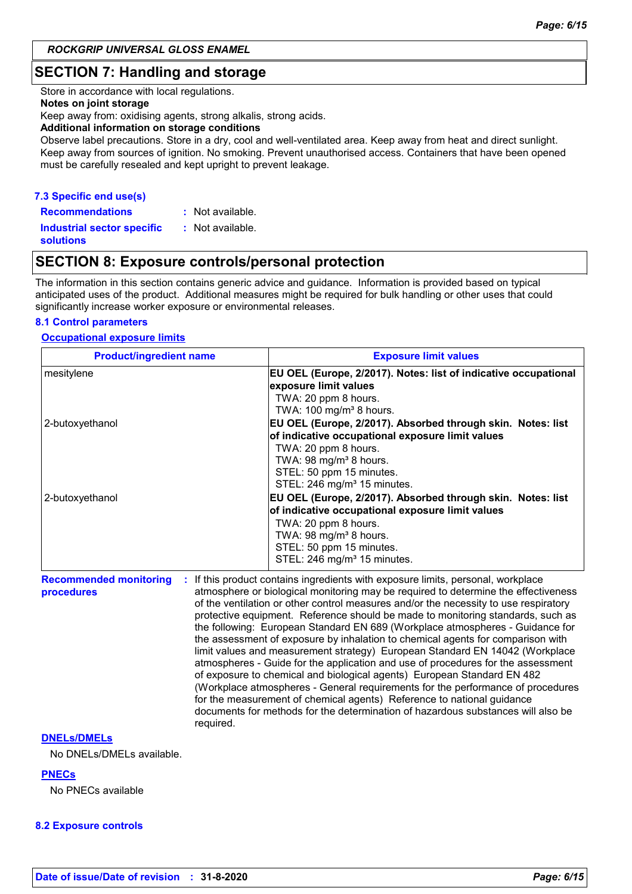## SECTION 7: Handling and storage

Store in accordance with local regulations.

**Notes on joint storage**

Keep away from: oxidising agents, strong alkalis, strong acids.

**Additional information on storage conditions**

Observe label precautions. Store in a dry, cool and well-ventilated area. Keep away from heat and direct sunlight. Keep away from sources of ignition. No smoking. Prevent unauthorised access. Containers that have been opened must be carefully resealed and kept upright to prevent leakage.

### 7.3 Specific end use(s)

**Recommendations** : Not available.

**Industrial sector specific solutions** : Not available.

## SECTION 8: Exposure controls/personal protection

The information in this section contains generic advice and guidance. Information is provided based on typical anticipated uses of the product. Additional measures might be required for bulk handling or other uses that could significantly increase worker exposure or environmental releases.

### 8.1 Control parameters

**Occupational exposure limits**

| Product/ingredient name | Exposure limit values |
|---|---|
| mesitylene | **EU OEL (Europe, 2/2017). Notes: list of indicative occupational exposure limit values**<br>TWA: 20 ppm 8 hours.<br>TWA: 100 mg/m³ 8 hours. |
| 2-butoxyethanol | **EU OEL (Europe, 2/2017). Absorbed through skin. Notes: list of indicative occupational exposure limit values**<br>TWA: 20 ppm 8 hours.<br>TWA: 98 mg/m³ 8 hours.<br>STEL: 50 ppm 15 minutes.<br>STEL: 246 mg/m³ 15 minutes. |
| 2-butoxyethanol | **EU OEL (Europe, 2/2017). Absorbed through skin. Notes: list of indicative occupational exposure limit values**<br>TWA: 20 ppm 8 hours.<br>TWA: 98 mg/m³ 8 hours.<br>STEL: 50 ppm 15 minutes.<br>STEL: 246 mg/m³ 15 minutes. |

**Recommended monitoring procedures** : If this product contains ingredients with exposure limits, personal, workplace atmosphere or biological monitoring may be required to determine the effectiveness of the ventilation or other control measures and/or the necessity to use respiratory protective equipment. Reference should be made to monitoring standards, such as the following: European Standard EN 689 (Workplace atmospheres - Guidance for the assessment of exposure by inhalation to chemical agents for comparison with limit values and measurement strategy) European Standard EN 14042 (Workplace atmospheres - Guide for the application and use of procedures for the assessment of exposure to chemical and biological agents) European Standard EN 482 (Workplace atmospheres - General requirements for the performance of procedures for the measurement of chemical agents) Reference to national guidance documents for methods for the determination of hazardous substances will also be required.

**DNELs/DMELs**

No DNELs/DMELs available.

**PNECs**

No PNECs available

### 8.2 Exposure controls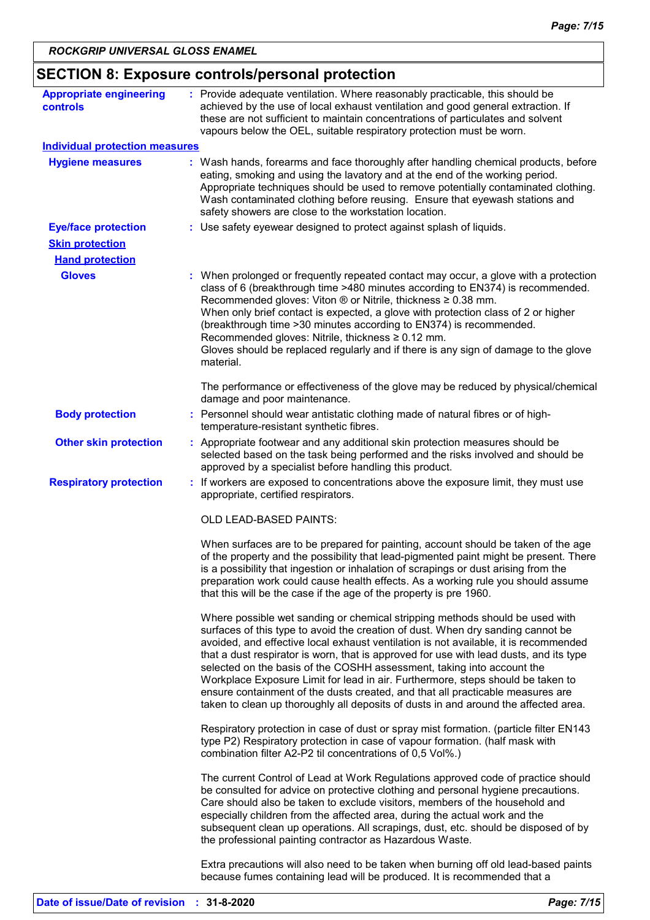## SECTION 8: Exposure controls/personal protection

**Appropriate engineering controls** : Provide adequate ventilation. Where reasonably practicable, this should be achieved by the use of local exhaust ventilation and good general extraction. If these are not sufficient to maintain concentrations of particulates and solvent vapours below the OEL, suitable respiratory protection must be worn.

**Individual protection measures**

**Hygiene measures** : Wash hands, forearms and face thoroughly after handling chemical products, before eating, smoking and using the lavatory and at the end of the working period. Appropriate techniques should be used to remove potentially contaminated clothing. Wash contaminated clothing before reusing. Ensure that eyewash stations and safety showers are close to the workstation location.

**Eye/face protection** : Use safety eyewear designed to protect against splash of liquids.

**Skin protection**

**Hand protection**

**Gloves** : When prolonged or frequently repeated contact may occur, a glove with a protection class of 6 (breakthrough time >480 minutes according to EN374) is recommended. Recommended gloves: Viton ® or Nitrile, thickness ≥ 0.38 mm.
When only brief contact is expected, a glove with protection class of 2 or higher (breakthrough time >30 minutes according to EN374) is recommended.
Recommended gloves: Nitrile, thickness ≥ 0.12 mm.
Gloves should be replaced regularly and if there is any sign of damage to the glove material.

The performance or effectiveness of the glove may be reduced by physical/chemical damage and poor maintenance.

**Body protection** : Personnel should wear antistatic clothing made of natural fibres or of high-temperature-resistant synthetic fibres.

**Other skin protection** : Appropriate footwear and any additional skin protection measures should be selected based on the task being performed and the risks involved and should be approved by a specialist before handling this product.

**Respiratory protection** : If workers are exposed to concentrations above the exposure limit, they must use appropriate, certified respirators.

OLD LEAD-BASED PAINTS:

When surfaces are to be prepared for painting, account should be taken of the age of the property and the possibility that lead-pigmented paint might be present. There is a possibility that ingestion or inhalation of scrapings or dust arising from the preparation work could cause health effects. As a working rule you should assume that this will be the case if the age of the property is pre 1960.

Where possible wet sanding or chemical stripping methods should be used with surfaces of this type to avoid the creation of dust. When dry sanding cannot be avoided, and effective local exhaust ventilation is not available, it is recommended that a dust respirator is worn, that is approved for use with lead dusts, and its type selected on the basis of the COSHH assessment, taking into account the Workplace Exposure Limit for lead in air. Furthermore, steps should be taken to ensure containment of the dusts created, and that all practicable measures are taken to clean up thoroughly all deposits of dusts in and around the affected area.

Respiratory protection in case of dust or spray mist formation. (particle filter EN143 type P2) Respiratory protection in case of vapour formation. (half mask with combination filter A2-P2 til concentrations of 0,5 Vol%.)

The current Control of Lead at Work Regulations approved code of practice should be consulted for advice on protective clothing and personal hygiene precautions. Care should also be taken to exclude visitors, members of the household and especially children from the affected area, during the actual work and the subsequent clean up operations. All scrapings, dust, etc. should be disposed of by the professional painting contractor as Hazardous Waste.

Extra precautions will also need to be taken when burning off old lead-based paints because fumes containing lead will be produced. It is recommended that a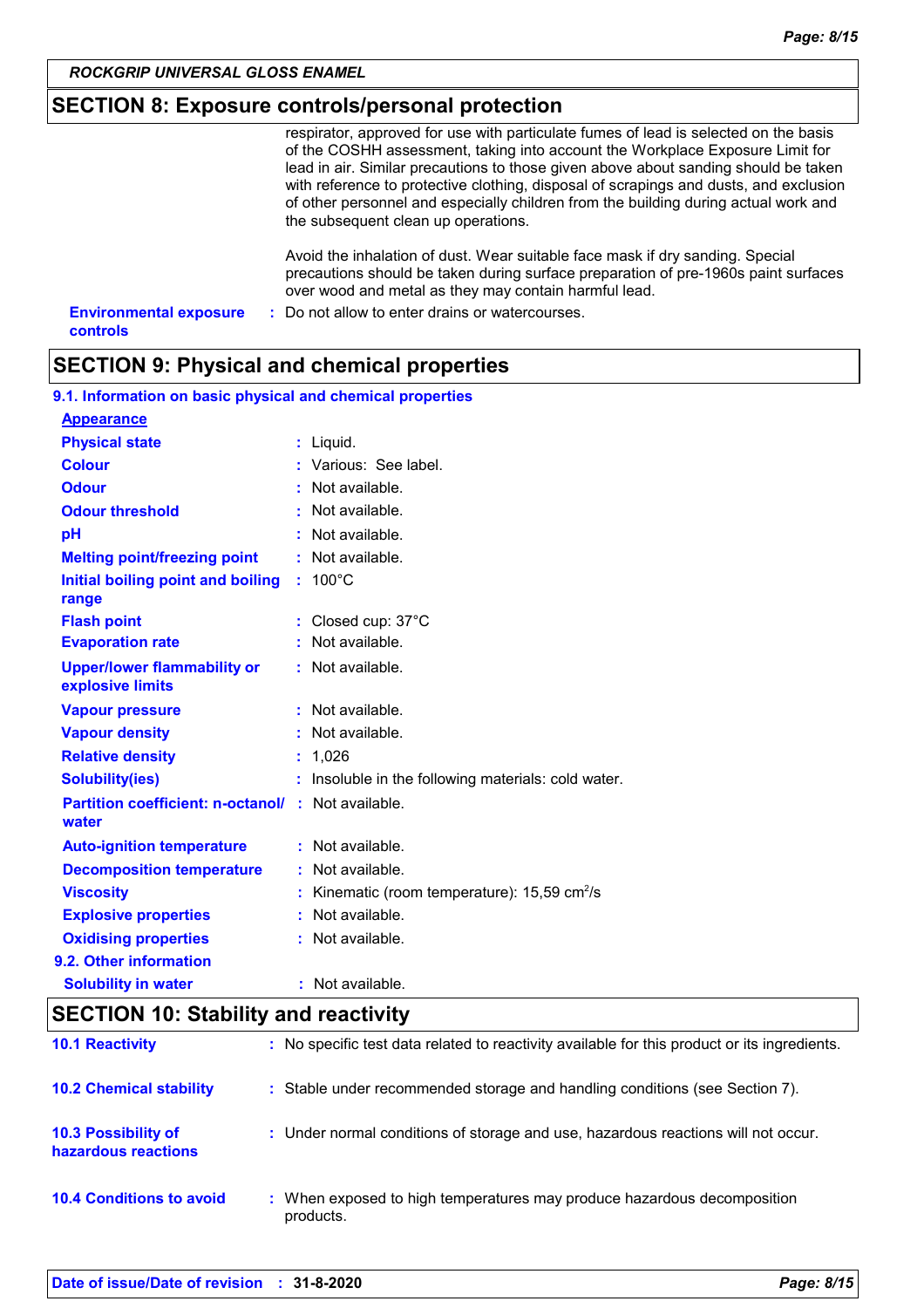## SECTION 8: Exposure controls/personal protection

respirator, approved for use with particulate fumes of lead is selected on the basis of the COSHH assessment, taking into account the Workplace Exposure Limit for lead in air. Similar precautions to those given above about sanding should be taken with reference to protective clothing, disposal of scrapings and dusts, and exclusion of other personnel and especially children from the building during actual work and the subsequent clean up operations.

Avoid the inhalation of dust. Wear suitable face mask if dry sanding. Special precautions should be taken during surface preparation of pre-1960s paint surfaces over wood and metal as they may contain harmful lead.

**Environmental exposure controls** : Do not allow to enter drains or watercourses.

## SECTION 9: Physical and chemical properties

### 9.1. Information on basic physical and chemical properties

**Appearance**

| Property | Value |
|---|---|
| **Physical state** | Liquid. |
| **Colour** | Various: See label. |
| **Odour** | Not available. |
| **Odour threshold** | Not available. |
| **pH** | Not available. |
| **Melting point/freezing point** | Not available. |
| **Initial boiling point and boiling range** | 100°C |
| **Flash point** | Closed cup: 37°C |
| **Evaporation rate** | Not available. |
| **Upper/lower flammability or explosive limits** | Not available. |
| **Vapour pressure** | Not available. |
| **Vapour density** | Not available. |
| **Relative density** | 1,026 |
| **Solubility(ies)** | Insoluble in the following materials: cold water. |
| **Partition coefficient: n-octanol/ water** | Not available. |
| **Auto-ignition temperature** | Not available. |
| **Decomposition temperature** | Not available. |
| **Viscosity** | Kinematic (room temperature): 15,59 $cm^2/s$ |
| **Explosive properties** | Not available. |
| **Oxidising properties** | Not available. |

### 9.2. Other information

| Property | Value |
|---|---|
| **Solubility in water** | Not available. |

## SECTION 10: Stability and reactivity

**10.1 Reactivity** : No specific test data related to reactivity available for this product or its ingredients.

**10.2 Chemical stability** : Stable under recommended storage and handling conditions (see Section 7).

**10.3 Possibility of hazardous reactions** : Under normal conditions of storage and use, hazardous reactions will not occur.

**10.4 Conditions to avoid** : When exposed to high temperatures may produce hazardous decomposition products.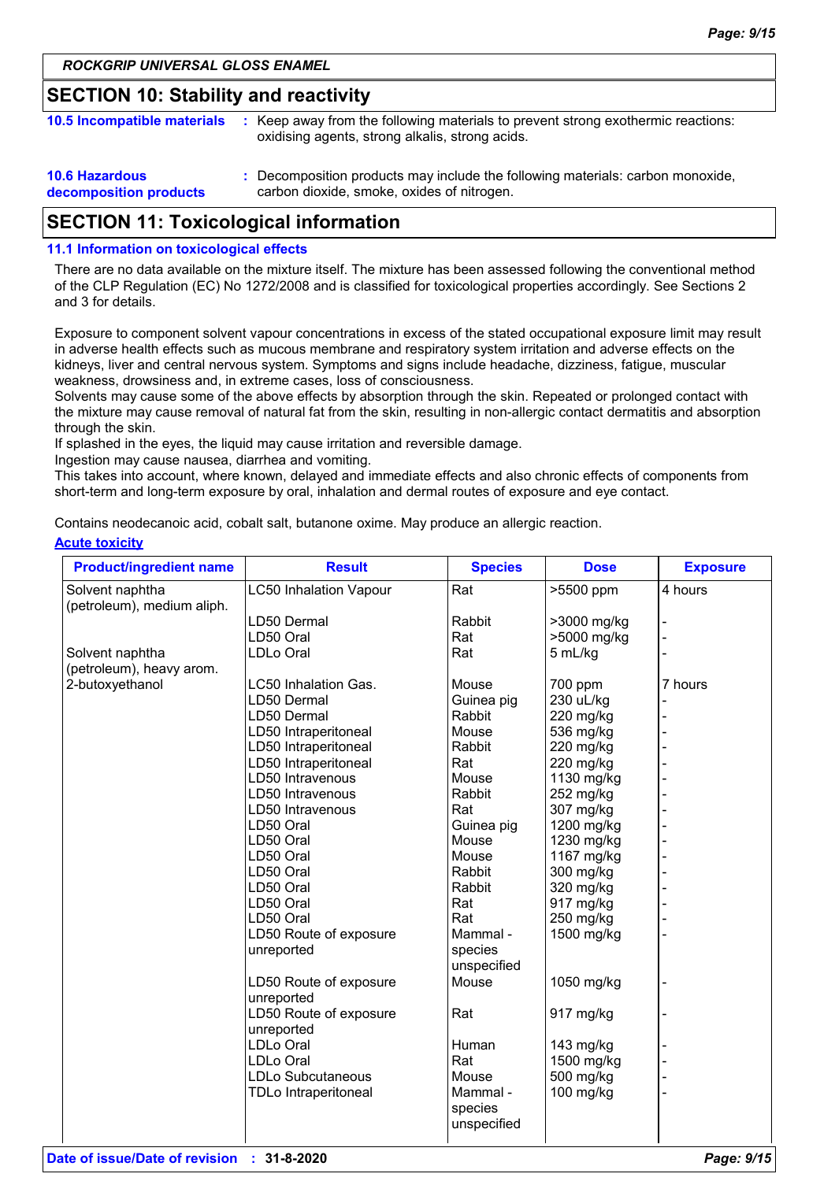ROCKGRIP UNIVERSAL GLOSS ENAMEL

## SECTION 10: Stability and reactivity

**10.5 Incompatible materials** : Keep away from the following materials to prevent strong exothermic reactions: oxidising agents, strong alkalis, strong acids.

**10.6 Hazardous decomposition products** : Decomposition products may include the following materials: carbon monoxide, carbon dioxide, smoke, oxides of nitrogen.

## SECTION 11: Toxicological information

### 11.1 Information on toxicological effects

There are no data available on the mixture itself. The mixture has been assessed following the conventional method of the CLP Regulation (EC) No 1272/2008 and is classified for toxicological properties accordingly. See Sections 2 and 3 for details.

Exposure to component solvent vapour concentrations in excess of the stated occupational exposure limit may result in adverse health effects such as mucous membrane and respiratory system irritation and adverse effects on the kidneys, liver and central nervous system. Symptoms and signs include headache, dizziness, fatigue, muscular weakness, drowsiness and, in extreme cases, loss of consciousness.
Solvents may cause some of the above effects by absorption through the skin. Repeated or prolonged contact with the mixture may cause removal of natural fat from the skin, resulting in non-allergic contact dermatitis and absorption through the skin.
If splashed in the eyes, the liquid may cause irritation and reversible damage.
Ingestion may cause nausea, diarrhea and vomiting.
This takes into account, where known, delayed and immediate effects and also chronic effects of components from short-term and long-term exposure by oral, inhalation and dermal routes of exposure and eye contact.

Contains neodecanoic acid, cobalt salt, butanone oxime. May produce an allergic reaction.

**Acute toxicity**

| Product/ingredient name | Result | Species | Dose | Exposure |
|---|---|---|---|---|
| Solvent naphtha (petroleum), medium aliph. | LC50 Inhalation Vapour | Rat | >5500 ppm | 4 hours |
| | LD50 Dermal | Rabbit | >3000 mg/kg | - |
| | LD50 Oral | Rat | >5000 mg/kg | - |
| Solvent naphtha (petroleum), heavy arom. | LDLo Oral | Rat | 5 mL/kg | - |
| 2-butoxyethanol | LC50 Inhalation Gas. | Mouse | 700 ppm | 7 hours |
| | LD50 Dermal | Guinea pig | 230 uL/kg | - |
| | LD50 Dermal | Rabbit | 220 mg/kg | - |
| | LD50 Intraperitoneal | Mouse | 536 mg/kg | - |
| | LD50 Intraperitoneal | Rabbit | 220 mg/kg | - |
| | LD50 Intraperitoneal | Rat | 220 mg/kg | - |
| | LD50 Intravenous | Mouse | 1130 mg/kg | - |
| | LD50 Intravenous | Rabbit | 252 mg/kg | - |
| | LD50 Intravenous | Rat | 307 mg/kg | - |
| | LD50 Oral | Guinea pig | 1200 mg/kg | - |
| | LD50 Oral | Mouse | 1230 mg/kg | - |
| | LD50 Oral | Mouse | 1167 mg/kg | - |
| | LD50 Oral | Rabbit | 300 mg/kg | - |
| | LD50 Oral | Rabbit | 320 mg/kg | - |
| | LD50 Oral | Rat | 917 mg/kg | - |
| | LD50 Oral | Rat | 250 mg/kg | - |
| | LD50 Route of exposure unreported | Mammal - species unspecified | 1500 mg/kg | - |
| | LD50 Route of exposure unreported | Mouse | 1050 mg/kg | - |
| | LD50 Route of exposure unreported | Rat | 917 mg/kg | - |
| | LDLo Oral | Human | 143 mg/kg | - |
| | LDLo Oral | Rat | 1500 mg/kg | - |
| | LDLo Subcutaneous | Mouse | 500 mg/kg | - |
| | TDLo Intraperitoneal | Mammal - species unspecified | 100 mg/kg | - |

**Date of issue/Date of revision** : **31-8-2020**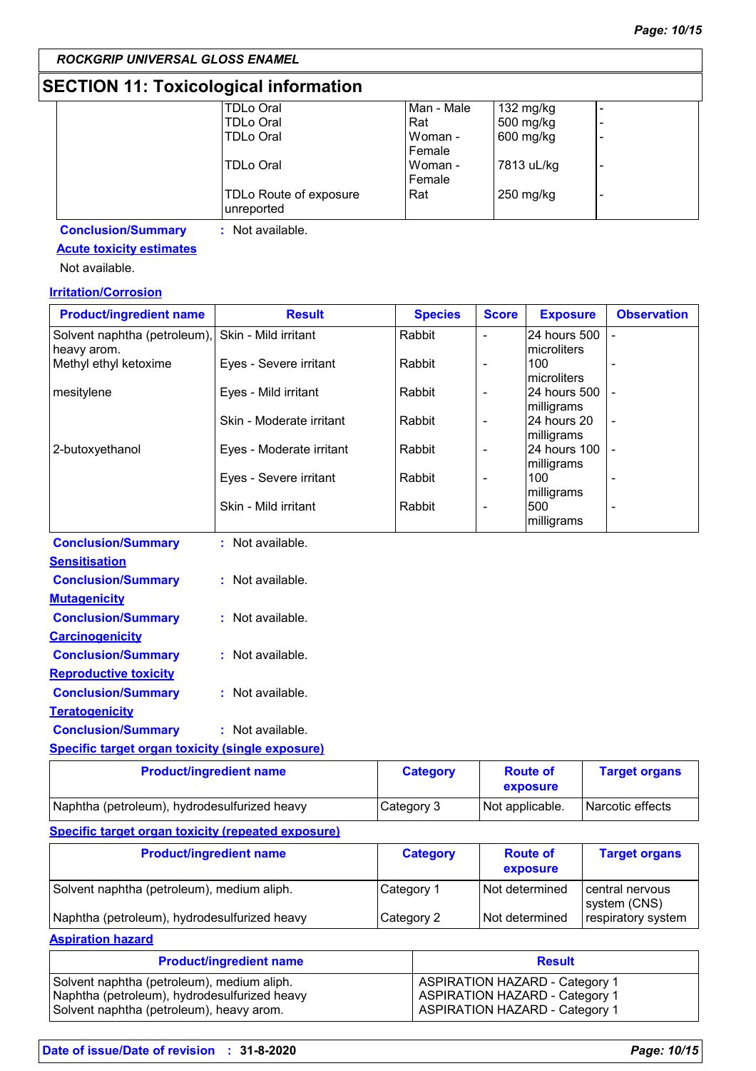## SECTION 11: Toxicological information

| | | | | |
|---|---|---|---|---|
| | TDLo Oral | Man - Male | 132 mg/kg | - |
| | TDLo Oral | Rat | 500 mg/kg | - |
| | TDLo Oral | Woman - Female | 600 mg/kg | - |
| | TDLo Oral | Woman - Female | 7813 uL/kg | - |
| | TDLo Route of exposure unreported | Rat | 250 mg/kg | - |

**Conclusion/Summary** : Not available.

**Acute toxicity estimates**

Not available.

**Irritation/Corrosion**

| Product/ingredient name | Result | Species | Score | Exposure | Observation |
|---|---|---|---|---|---|
| Solvent naphtha (petroleum), heavy arom. | Skin - Mild irritant | Rabbit | - | 24 hours 500 microliters | - |
| Methyl ethyl ketoxime | Eyes - Severe irritant | Rabbit | - | 100 microliters | - |
| mesitylene | Eyes - Mild irritant | Rabbit | - | 24 hours 500 milligrams | - |
| | Skin - Moderate irritant | Rabbit | - | 24 hours 20 milligrams | - |
| 2-butoxyethanol | Eyes - Moderate irritant | Rabbit | - | 24 hours 100 milligrams | - |
| | Eyes - Severe irritant | Rabbit | - | 100 milligrams | - |
| | Skin - Mild irritant | Rabbit | - | 500 milligrams | - |

**Conclusion/Summary** : Not available.

**Sensitisation**

**Conclusion/Summary** : Not available.

**Mutagenicity**

**Conclusion/Summary** : Not available.

**Carcinogenicity**

**Conclusion/Summary** : Not available.

**Reproductive toxicity**

**Conclusion/Summary** : Not available.

**Teratogenicity**

**Conclusion/Summary** : Not available.

**Specific target organ toxicity (single exposure)**

| Product/ingredient name | Category | Route of exposure | Target organs |
|---|---|---|---|
| Naphtha (petroleum), hydrodesulfurized heavy | Category 3 | Not applicable. | Narcotic effects |

**Specific target organ toxicity (repeated exposure)**

| Product/ingredient name | Category | Route of exposure | Target organs |
|---|---|---|---|
| Solvent naphtha (petroleum), medium aliph. | Category 1 | Not determined | central nervous system (CNS) |
| Naphtha (petroleum), hydrodesulfurized heavy | Category 2 | Not determined | respiratory system |

**Aspiration hazard**

| Product/ingredient name | Result |
|---|---|
| Solvent naphtha (petroleum), medium aliph. | ASPIRATION HAZARD - Category 1 |
| Naphtha (petroleum), hydrodesulfurized heavy | ASPIRATION HAZARD - Category 1 |
| Solvent naphtha (petroleum), heavy arom. | ASPIRATION HAZARD - Category 1 |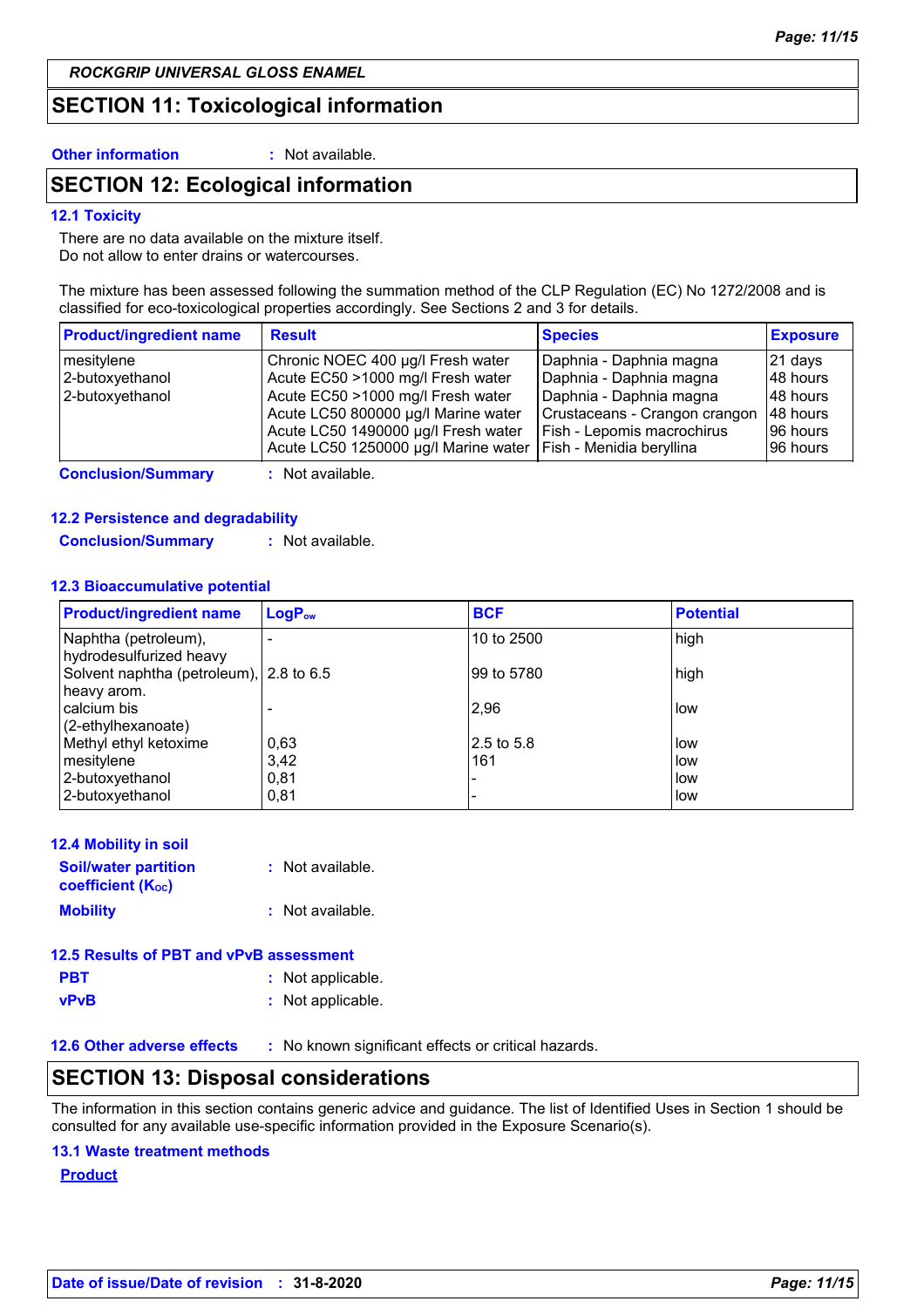## SECTION 11: Toxicological information

**Other information** : Not available.

## SECTION 12: Ecological information

### 12.1 Toxicity

There are no data available on the mixture itself.
Do not allow to enter drains or watercourses.

The mixture has been assessed following the summation method of the CLP Regulation (EC) No 1272/2008 and is classified for eco-toxicological properties accordingly. See Sections 2 and 3 for details.

| Product/ingredient name | Result | Species | Exposure |
|---|---|---|---|
| mesitylene | Chronic NOEC 400 µg/l Fresh water | Daphnia - Daphnia magna | 21 days |
| 2-butoxyethanol | Acute EC50 >1000 mg/l Fresh water | Daphnia - Daphnia magna | 48 hours |
| 2-butoxyethanol | Acute EC50 >1000 mg/l Fresh water | Daphnia - Daphnia magna | 48 hours |
| | Acute LC50 800000 µg/l Marine water | Crustaceans - Crangon crangon | 48 hours |
| | Acute LC50 1490000 µg/l Fresh water | Fish - Lepomis macrochirus | 96 hours |
| | Acute LC50 1250000 µg/l Marine water | Fish - Menidia beryllina | 96 hours |

**Conclusion/Summary** : Not available.

### 12.2 Persistence and degradability

**Conclusion/Summary** : Not available.

### 12.3 Bioaccumulative potential

| Product/ingredient name | $LogP_{ow}$ | BCF | Potential |
|---|---|---|---|
| Naphtha (petroleum), hydrodesulfurized heavy | - | 10 to 2500 | high |
| Solvent naphtha (petroleum), heavy arom. | 2.8 to 6.5 | 99 to 5780 | high |
| calcium bis (2-ethylhexanoate) | - | 2,96 | low |
| Methyl ethyl ketoxime | 0,63 | 2.5 to 5.8 | low |
| mesitylene | 3,42 | 161 | low |
| 2-butoxyethanol | 0,81 | - | low |
| 2-butoxyethanol | 0,81 | - | low |

### 12.4 Mobility in soil

**Soil/water partition coefficient ($K_{OC}$)** : Not available.

**Mobility** : Not available.

### 12.5 Results of PBT and vPvB assessment

**PBT** : Not applicable.

**vPvB** : Not applicable.

### 12.6 Other adverse effects : No known significant effects or critical hazards.

## SECTION 13: Disposal considerations

The information in this section contains generic advice and guidance. The list of Identified Uses in Section 1 should be consulted for any available use-specific information provided in the Exposure Scenario(s).

### 13.1 Waste treatment methods

**Product**

**Date of issue/Date of revision** : **31-8-2020**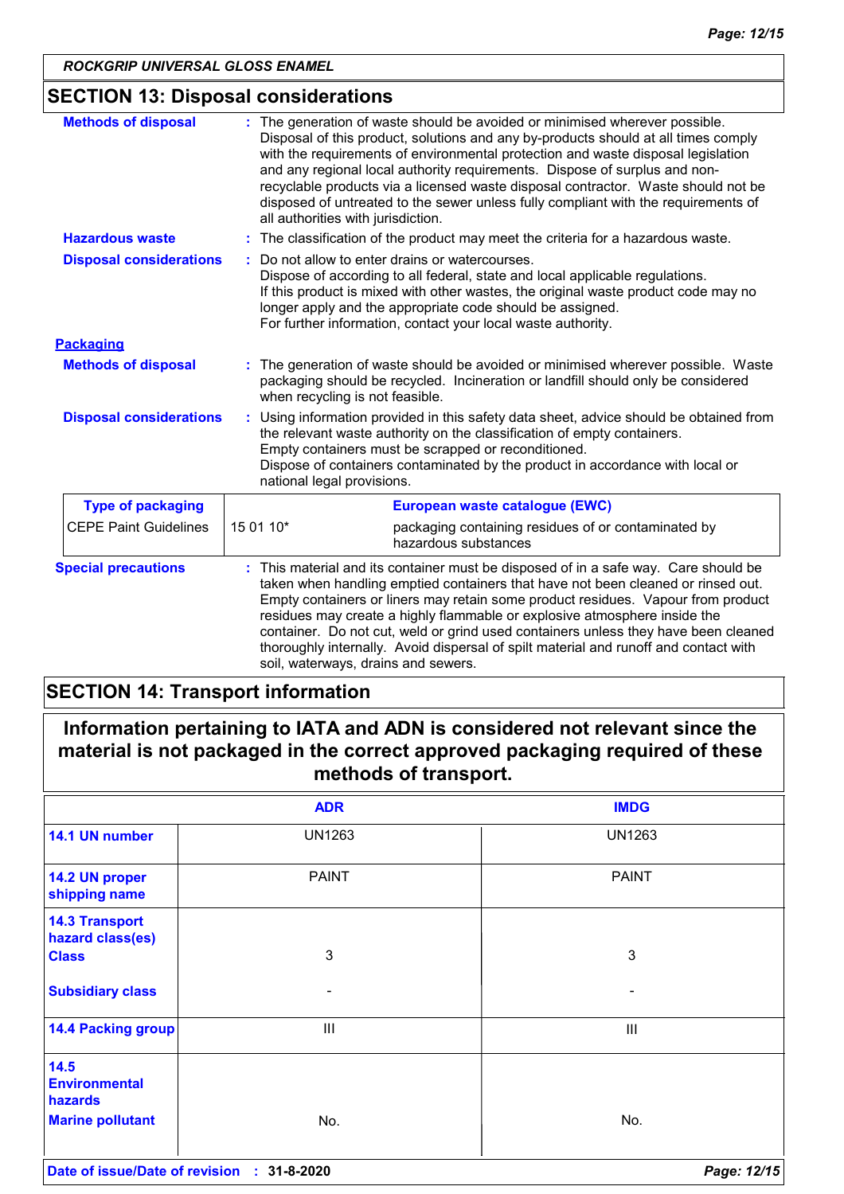## SECTION 13: Disposal considerations

**Methods of disposal** : The generation of waste should be avoided or minimised wherever possible. Disposal of this product, solutions and any by-products should at all times comply with the requirements of environmental protection and waste disposal legislation and any regional local authority requirements. Dispose of surplus and non-recyclable products via a licensed waste disposal contractor. Waste should not be disposed of untreated to the sewer unless fully compliant with the requirements of all authorities with jurisdiction.

**Hazardous waste** : The classification of the product may meet the criteria for a hazardous waste.

**Disposal considerations** : Do not allow to enter drains or watercourses.
Dispose of according to all federal, state and local applicable regulations.
If this product is mixed with other wastes, the original waste product code may no longer apply and the appropriate code should be assigned.
For further information, contact your local waste authority.

**Packaging**

**Methods of disposal** : The generation of waste should be avoided or minimised wherever possible. Waste packaging should be recycled. Incineration or landfill should only be considered when recycling is not feasible.

**Disposal considerations** : Using information provided in this safety data sheet, advice should be obtained from the relevant waste authority on the classification of empty containers.
Empty containers must be scrapped or reconditioned.
Dispose of containers contaminated by the product in accordance with local or national legal provisions.

| Type of packaging | European waste catalogue (EWC) | |
|---|---|---|
| CEPE Paint Guidelines | 15 01 10* | packaging containing residues of or contaminated by hazardous substances |

**Special precautions** : This material and its container must be disposed of in a safe way. Care should be taken when handling emptied containers that have not been cleaned or rinsed out. Empty containers or liners may retain some product residues. Vapour from product residues may create a highly flammable or explosive atmosphere inside the container. Do not cut, weld or grind used containers unless they have been cleaned thoroughly internally. Avoid dispersal of spilt material and runoff and contact with soil, waterways, drains and sewers.

## SECTION 14: Transport information

**Information pertaining to IATA and ADN is considered not relevant since the material is not packaged in the correct approved packaging required of these methods of transport.**

| | ADR | IMDG |
|---|---|---|
| 14.1 UN number | UN1263 | UN1263 |
| 14.2 UN proper shipping name | PAINT | PAINT |
| 14.3 Transport hazard class(es) Class | 3 | 3 |
| Subsidiary class | - | - |
| 14.4 Packing group | III | III |
| 14.5 Environmental hazards Marine pollutant | No. | No. |

Date of issue/Date of revision : 31-8-2020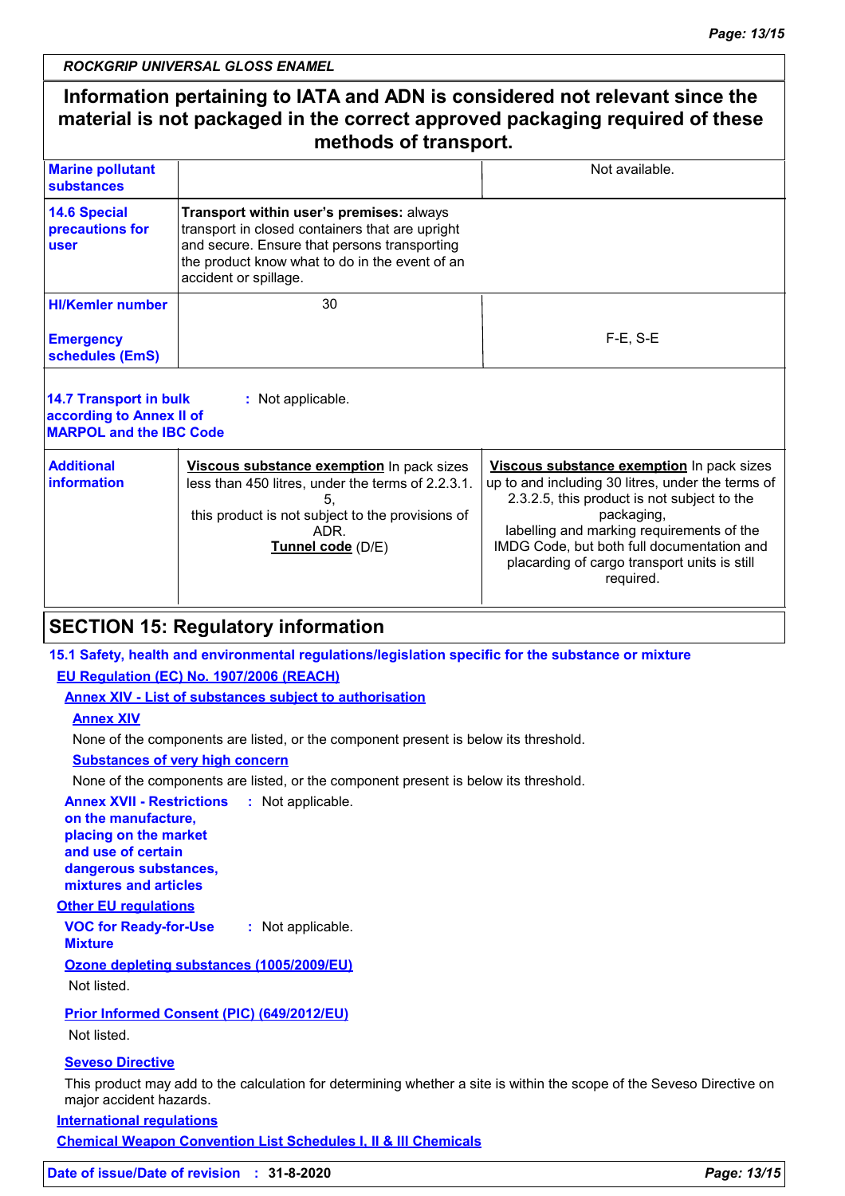**Information pertaining to IATA and ADN is considered not relevant since the material is not packaged in the correct approved packaging required of these methods of transport.**

| | | |
|---|---|---|
| **Marine pollutant substances** | | Not available. |
| **14.6 Special precautions for user** | **Transport within user's premises:** always transport in closed containers that are upright and secure. Ensure that persons transporting the product know what to do in the event of an accident or spillage. | |
| **HI/Kemler number** | 30 | |
| **Emergency schedules (EmS)** | | F-E, S-E |

**14.7 Transport in bulk according to Annex II of MARPOL and the IBC Code** : Not applicable.

| | | |
|---|---|---|
| **Additional information** | **Viscous substance exemption** In pack sizes less than 450 litres, under the terms of 2.2.3.1.5, this product is not subject to the provisions of ADR. **Tunnel code** (D/E) | **Viscous substance exemption** In pack sizes up to and including 30 litres, under the terms of 2.3.2.5, this product is not subject to the packaging, labelling and marking requirements of the IMDG Code, but both full documentation and placarding of cargo transport units is still required. |

## SECTION 15: Regulatory information

**15.1 Safety, health and environmental regulations/legislation specific for the substance or mixture**

**EU Regulation (EC) No. 1907/2006 (REACH)**

**Annex XIV - List of substances subject to authorisation**

**Annex XIV**

None of the components are listed, or the component present is below its threshold.

**Substances of very high concern**

None of the components are listed, or the component present is below its threshold.

**Annex XVII - Restrictions on the manufacture, placing on the market and use of certain dangerous substances, mixtures and articles** : Not applicable.

**Other EU regulations**

**VOC for Ready-for-Use Mixture** : Not applicable.

**Ozone depleting substances (1005/2009/EU)**

Not listed.

**Prior Informed Consent (PIC) (649/2012/EU)**

Not listed.

**Seveso Directive**

This product may add to the calculation for determining whether a site is within the scope of the Seveso Directive on major accident hazards.

**International regulations**

**Chemical Weapon Convention List Schedules I, II & III Chemicals**

**Date of issue/Date of revision** : **31-8-2020**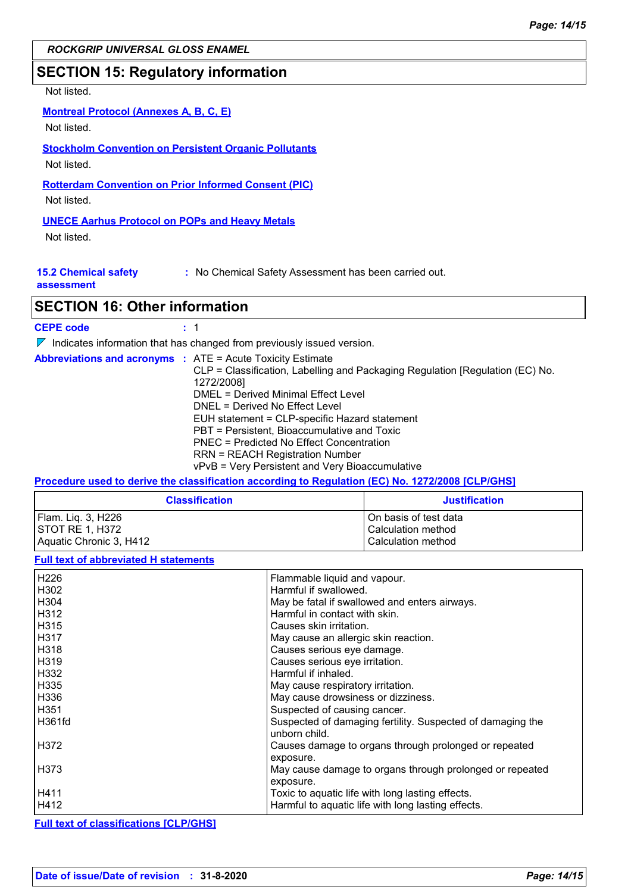## SECTION 15: Regulatory information

Not listed.

**Montreal Protocol (Annexes A, B, C, E)**

Not listed.

**Stockholm Convention on Persistent Organic Pollutants**

Not listed.

**Rotterdam Convention on Prior Informed Consent (PIC)**

Not listed.

**UNECE Aarhus Protocol on POPs and Heavy Metals**

Not listed.

**15.2 Chemical safety assessment** : No Chemical Safety Assessment has been carried out.

## SECTION 16: Other information

**CEPE code** : 1

◤ Indicates information that has changed from previously issued version.

**Abbreviations and acronyms** : ATE = Acute Toxicity Estimate
CLP = Classification, Labelling and Packaging Regulation [Regulation (EC) No. 1272/2008]
DMEL = Derived Minimal Effect Level
DNEL = Derived No Effect Level
EUH statement = CLP-specific Hazard statement
PBT = Persistent, Bioaccumulative and Toxic
PNEC = Predicted No Effect Concentration
RRN = REACH Registration Number
vPvB = Very Persistent and Very Bioaccumulative

**Procedure used to derive the classification according to Regulation (EC) No. 1272/2008 [CLP/GHS]**

| Classification | Justification |
|---|---|
| Flam. Liq. 3, H226 | On basis of test data |
| STOT RE 1, H372 | Calculation method |
| Aquatic Chronic 3, H412 | Calculation method |

**Full text of abbreviated H statements**

| | |
|---|---|
| H226 | Flammable liquid and vapour. |
| H302 | Harmful if swallowed. |
| H304 | May be fatal if swallowed and enters airways. |
| H312 | Harmful in contact with skin. |
| H315 | Causes skin irritation. |
| H317 | May cause an allergic skin reaction. |
| H318 | Causes serious eye damage. |
| H319 | Causes serious eye irritation. |
| H332 | Harmful if inhaled. |
| H335 | May cause respiratory irritation. |
| H336 | May cause drowsiness or dizziness. |
| H351 | Suspected of causing cancer. |
| H361fd | Suspected of damaging fertility. Suspected of damaging the unborn child. |
| H372 | Causes damage to organs through prolonged or repeated exposure. |
| H373 | May cause damage to organs through prolonged or repeated exposure. |
| H411 | Toxic to aquatic life with long lasting effects. |
| H412 | Harmful to aquatic life with long lasting effects. |

**Full text of classifications [CLP/GHS]**

**Date of issue/Date of revision** : **31-8-2020**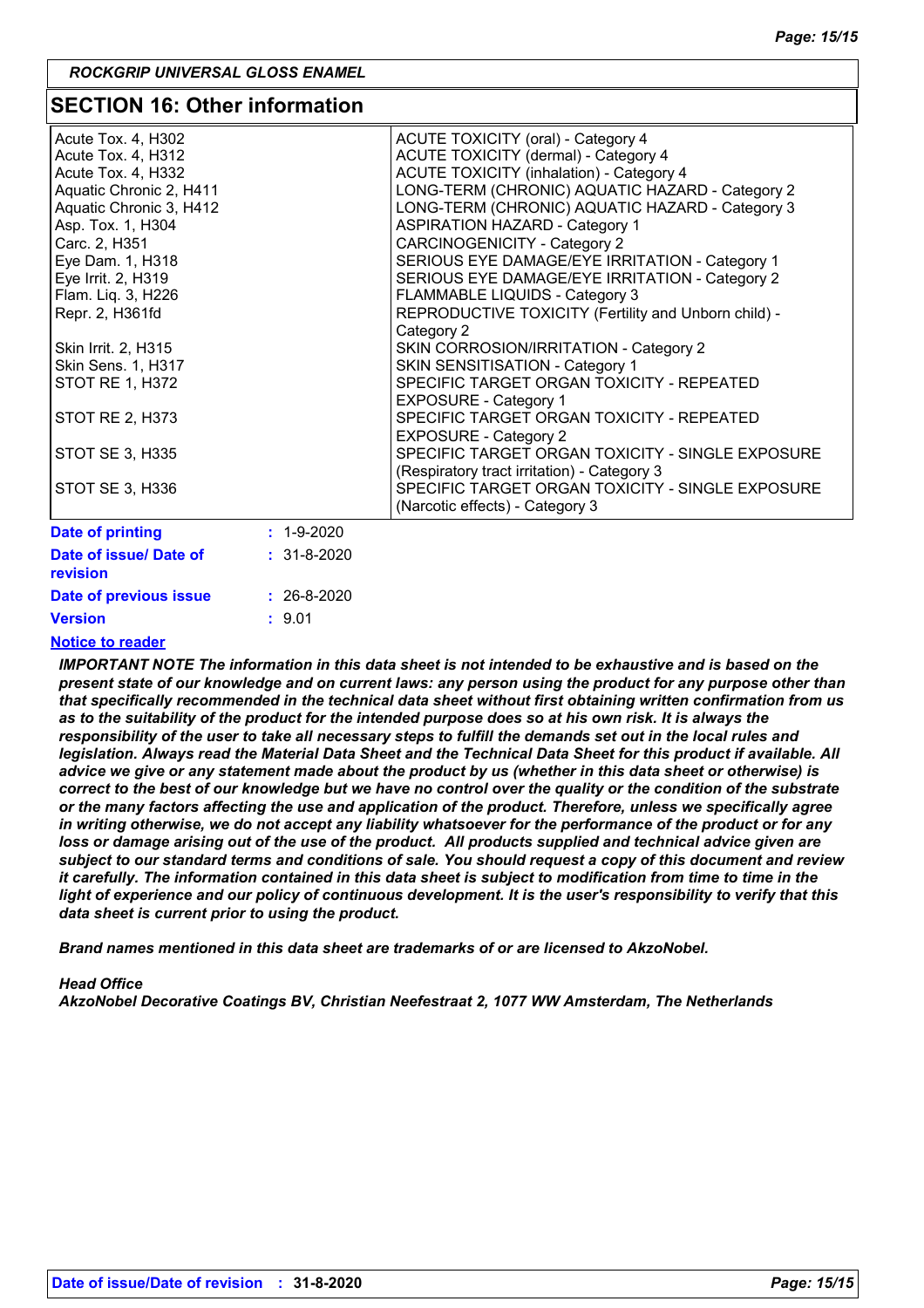ROCKGRIP UNIVERSAL GLOSS ENAMEL

## SECTION 16: Other information

| | |
|---|---|
| Acute Tox. 4, H302 | ACUTE TOXICITY (oral) - Category 4 |
| Acute Tox. 4, H312 | ACUTE TOXICITY (dermal) - Category 4 |
| Acute Tox. 4, H332 | ACUTE TOXICITY (inhalation) - Category 4 |
| Aquatic Chronic 2, H411 | LONG-TERM (CHRONIC) AQUATIC HAZARD - Category 2 |
| Aquatic Chronic 3, H412 | LONG-TERM (CHRONIC) AQUATIC HAZARD - Category 3 |
| Asp. Tox. 1, H304 | ASPIRATION HAZARD - Category 1 |
| Carc. 2, H351 | CARCINOGENICITY - Category 2 |
| Eye Dam. 1, H318 | SERIOUS EYE DAMAGE/EYE IRRITATION - Category 1 |
| Eye Irrit. 2, H319 | SERIOUS EYE DAMAGE/EYE IRRITATION - Category 2 |
| Flam. Liq. 3, H226 | FLAMMABLE LIQUIDS - Category 3 |
| Repr. 2, H361fd | REPRODUCTIVE TOXICITY (Fertility and Unborn child) - Category 2 |
| Skin Irrit. 2, H315 | SKIN CORROSION/IRRITATION - Category 2 |
| Skin Sens. 1, H317 | SKIN SENSITISATION - Category 1 |
| STOT RE 1, H372 | SPECIFIC TARGET ORGAN TOXICITY - REPEATED EXPOSURE - Category 1 |
| STOT RE 2, H373 | SPECIFIC TARGET ORGAN TOXICITY - REPEATED EXPOSURE - Category 2 |
| STOT SE 3, H335 | SPECIFIC TARGET ORGAN TOXICITY - SINGLE EXPOSURE (Respiratory tract irritation) - Category 3 |
| STOT SE 3, H336 | SPECIFIC TARGET ORGAN TOXICITY - SINGLE EXPOSURE (Narcotic effects) - Category 3 |

**Date of printing** : 1-9-2020

**Date of issue/ Date of revision** : 31-8-2020

**Date of previous issue** : 26-8-2020

**Version** : 9.01

**Notice to reader**

***IMPORTANT NOTE The information in this data sheet is not intended to be exhaustive and is based on the present state of our knowledge and on current laws: any person using the product for any purpose other than that specifically recommended in the technical data sheet without first obtaining written confirmation from us as to the suitability of the product for the intended purpose does so at his own risk. It is always the responsibility of the user to take all necessary steps to fulfill the demands set out in the local rules and legislation. Always read the Material Data Sheet and the Technical Data Sheet for this product if available. All advice we give or any statement made about the product by us (whether in this data sheet or otherwise) is correct to the best of our knowledge but we have no control over the quality or the condition of the substrate or the many factors affecting the use and application of the product. Therefore, unless we specifically agree in writing otherwise, we do not accept any liability whatsoever for the performance of the product or for any loss or damage arising out of the use of the product. All products supplied and technical advice given are subject to our standard terms and conditions of sale. You should request a copy of this document and review it carefully. The information contained in this data sheet is subject to modification from time to time in the light of experience and our policy of continuous development. It is the user's responsibility to verify that this data sheet is current prior to using the product.***

***Brand names mentioned in this data sheet are trademarks of or are licensed to AkzoNobel.***

***Head Office***
***AkzoNobel Decorative Coatings BV, Christian Neefestraat 2, 1077 WW Amsterdam, The Netherlands***